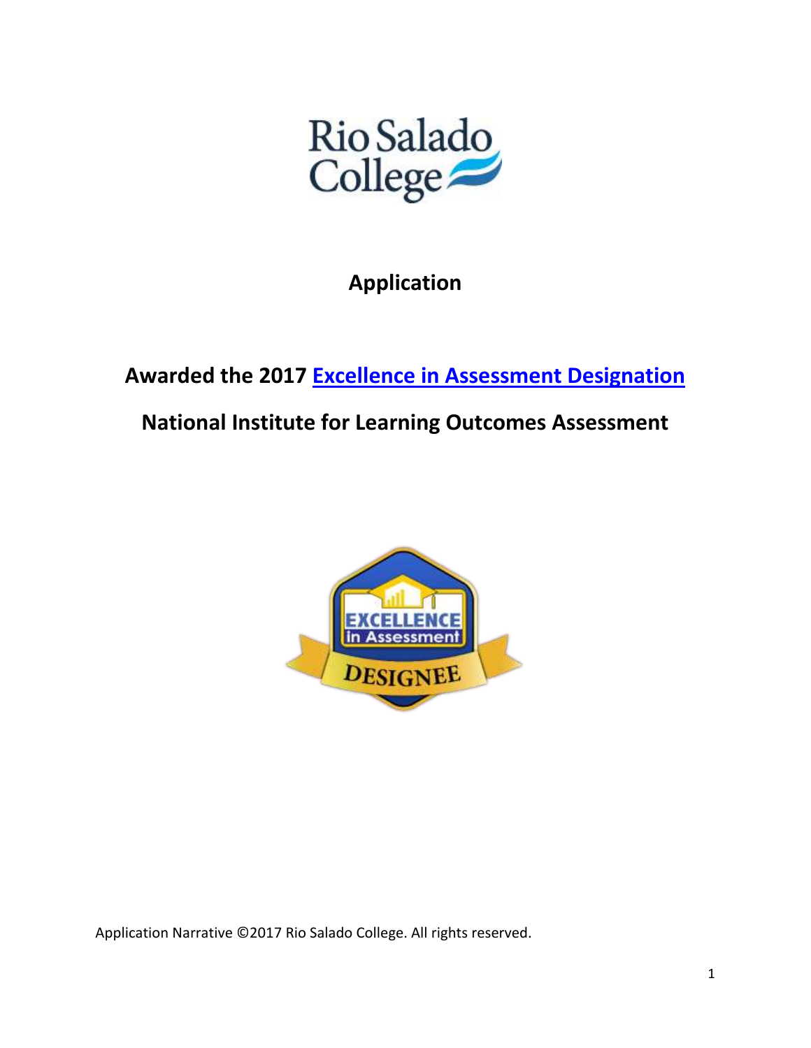Rio Salado College

# Application

## Awarded the 2017 [Excellence in Assessment Designation]

## National Institute for Learning Outcomes Assessment

Application Narrative ©2017 Rio Salado College. All rights reserved.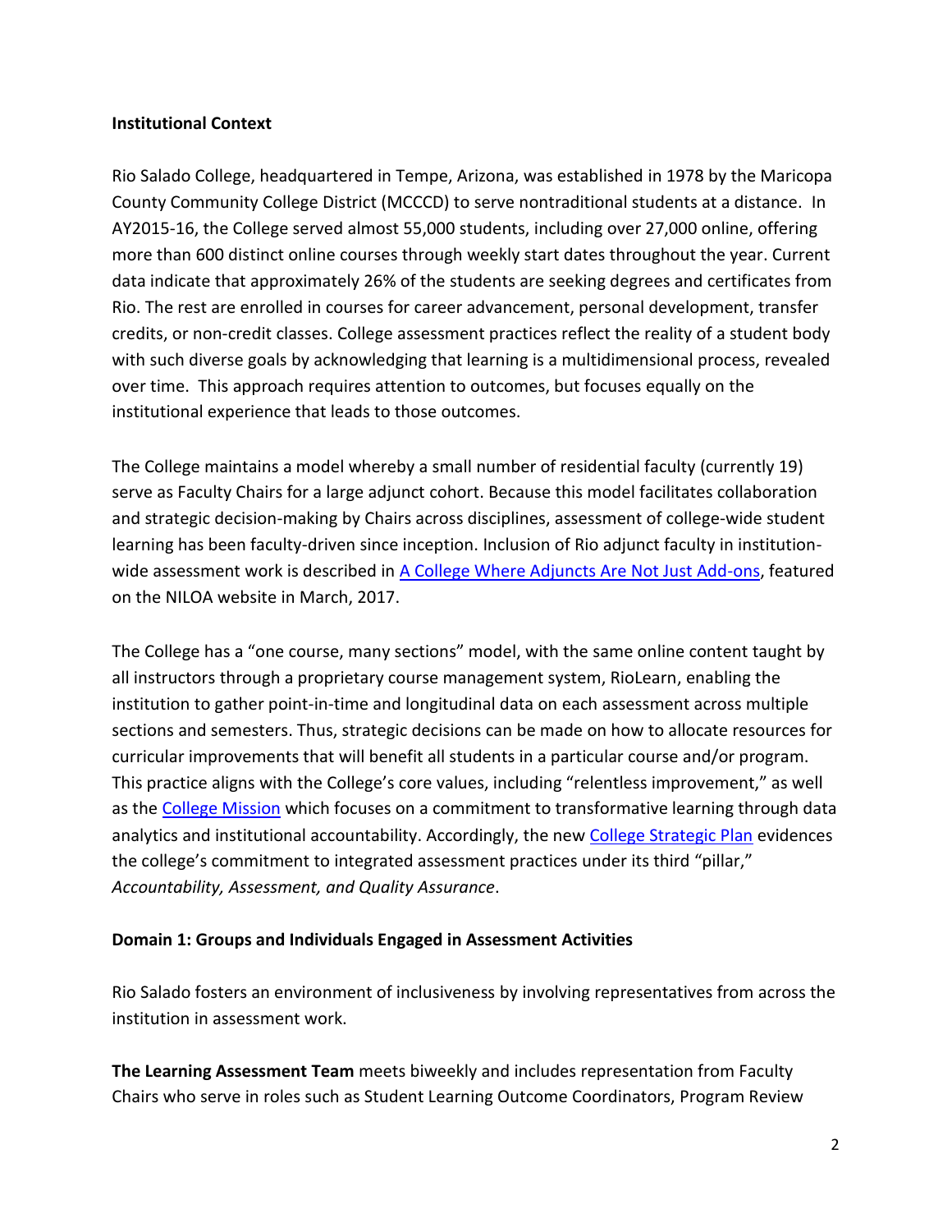**Institutional Context**

Rio Salado College, headquartered in Tempe, Arizona, was established in 1978 by the Maricopa County Community College District (MCCCD) to serve nontraditional students at a distance. In AY2015-16, the College served almost 55,000 students, including over 27,000 online, offering more than 600 distinct online courses through weekly start dates throughout the year. Current data indicate that approximately 26% of the students are seeking degrees and certificates from Rio. The rest are enrolled in courses for career advancement, personal development, transfer credits, or non-credit classes. College assessment practices reflect the reality of a student body with such diverse goals by acknowledging that learning is a multidimensional process, revealed over time. This approach requires attention to outcomes, but focuses equally on the institutional experience that leads to those outcomes.

The College maintains a model whereby a small number of residential faculty (currently 19) serve as Faculty Chairs for a large adjunct cohort. Because this model facilitates collaboration and strategic decision-making by Chairs across disciplines, assessment of college-wide student learning has been faculty-driven since inception. Inclusion of Rio adjunct faculty in institution-wide assessment work is described in A College Where Adjuncts Are Not Just Add-ons, featured on the NILOA website in March, 2017.

The College has a "one course, many sections" model, with the same online content taught by all instructors through a proprietary course management system, RioLearn, enabling the institution to gather point-in-time and longitudinal data on each assessment across multiple sections and semesters. Thus, strategic decisions can be made on how to allocate resources for curricular improvements that will benefit all students in a particular course and/or program. This practice aligns with the College's core values, including "relentless improvement," as well as the College Mission which focuses on a commitment to transformative learning through data analytics and institutional accountability. Accordingly, the new College Strategic Plan evidences the college's commitment to integrated assessment practices under its third "pillar," *Accountability, Assessment, and Quality Assurance*.

**Domain 1: Groups and Individuals Engaged in Assessment Activities**

Rio Salado fosters an environment of inclusiveness by involving representatives from across the institution in assessment work.

**The Learning Assessment Team** meets biweekly and includes representation from Faculty Chairs who serve in roles such as Student Learning Outcome Coordinators, Program Review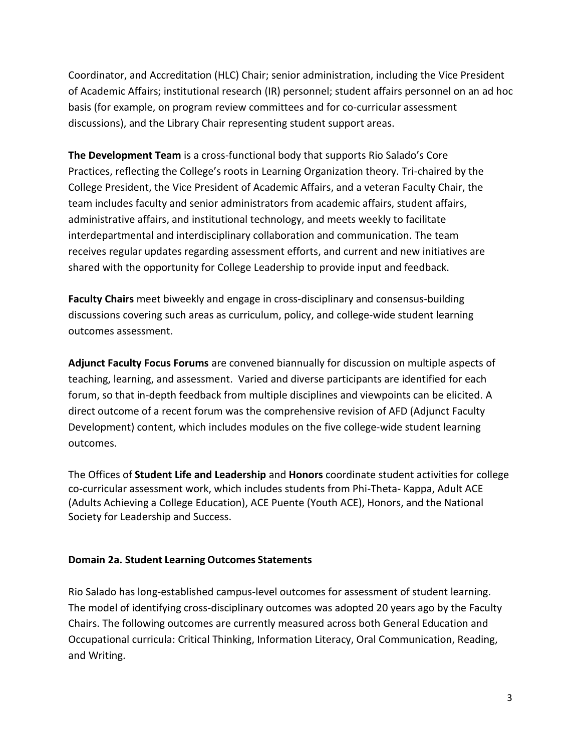Coordinator, and Accreditation (HLC) Chair; senior administration, including the Vice President of Academic Affairs; institutional research (IR) personnel; student affairs personnel on an ad hoc basis (for example, on program review committees and for co-curricular assessment discussions), and the Library Chair representing student support areas.

**The Development Team** is a cross-functional body that supports Rio Salado's Core Practices, reflecting the College's roots in Learning Organization theory. Tri-chaired by the College President, the Vice President of Academic Affairs, and a veteran Faculty Chair, the team includes faculty and senior administrators from academic affairs, student affairs, administrative affairs, and institutional technology, and meets weekly to facilitate interdepartmental and interdisciplinary collaboration and communication. The team receives regular updates regarding assessment efforts, and current and new initiatives are shared with the opportunity for College Leadership to provide input and feedback.

**Faculty Chairs** meet biweekly and engage in cross-disciplinary and consensus-building discussions covering such areas as curriculum, policy, and college-wide student learning outcomes assessment.

**Adjunct Faculty Focus Forums** are convened biannually for discussion on multiple aspects of teaching, learning, and assessment. Varied and diverse participants are identified for each forum, so that in-depth feedback from multiple disciplines and viewpoints can be elicited. A direct outcome of a recent forum was the comprehensive revision of AFD (Adjunct Faculty Development) content, which includes modules on the five college-wide student learning outcomes.

The Offices of **Student Life and Leadership** and **Honors** coordinate student activities for college co-curricular assessment work, which includes students from Phi-Theta- Kappa, Adult ACE (Adults Achieving a College Education), ACE Puente (Youth ACE), Honors, and the National Society for Leadership and Success.

### Domain 2a. Student Learning Outcomes Statements

Rio Salado has long-established campus-level outcomes for assessment of student learning. The model of identifying cross-disciplinary outcomes was adopted 20 years ago by the Faculty Chairs. The following outcomes are currently measured across both General Education and Occupational curricula: Critical Thinking, Information Literacy, Oral Communication, Reading, and Writing.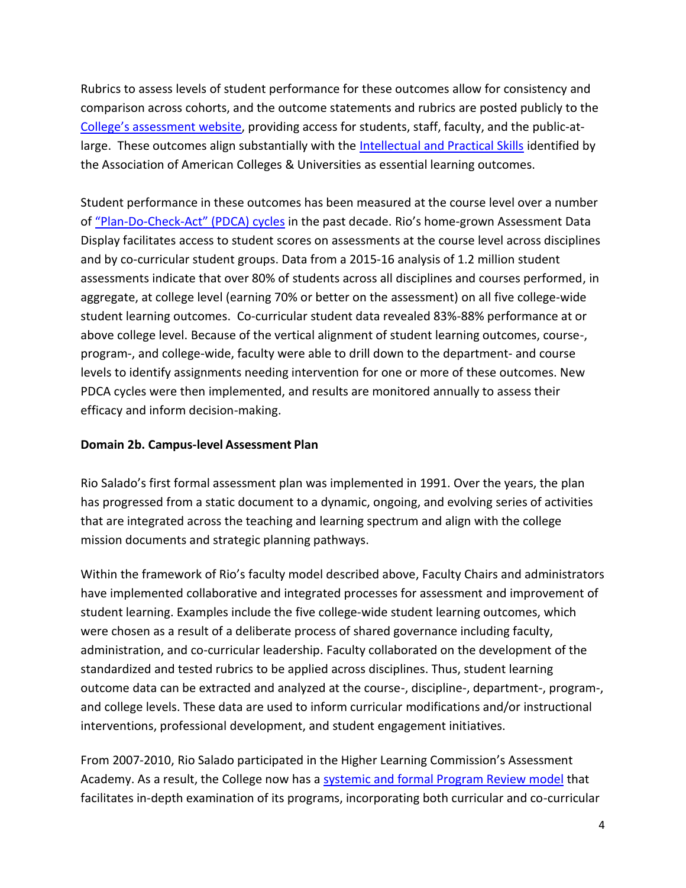Rubrics to assess levels of student performance for these outcomes allow for consistency and comparison across cohorts, and the outcome statements and rubrics are posted publicly to the College's assessment website, providing access for students, staff, faculty, and the public-at-large. These outcomes align substantially with the Intellectual and Practical Skills identified by the Association of American Colleges & Universities as essential learning outcomes.

Student performance in these outcomes has been measured at the course level over a number of "Plan-Do-Check-Act" (PDCA) cycles in the past decade. Rio's home-grown Assessment Data Display facilitates access to student scores on assessments at the course level across disciplines and by co-curricular student groups. Data from a 2015-16 analysis of 1.2 million student assessments indicate that over 80% of students across all disciplines and courses performed, in aggregate, at college level (earning 70% or better on the assessment) on all five college-wide student learning outcomes. Co-curricular student data revealed 83%-88% performance at or above college level. Because of the vertical alignment of student learning outcomes, course-, program-, and college-wide, faculty were able to drill down to the department- and course levels to identify assignments needing intervention for one or more of these outcomes. New PDCA cycles were then implemented, and results are monitored annually to assess their efficacy and inform decision-making.

**Domain 2b. Campus-level Assessment Plan**

Rio Salado's first formal assessment plan was implemented in 1991. Over the years, the plan has progressed from a static document to a dynamic, ongoing, and evolving series of activities that are integrated across the teaching and learning spectrum and align with the college mission documents and strategic planning pathways.

Within the framework of Rio's faculty model described above, Faculty Chairs and administrators have implemented collaborative and integrated processes for assessment and improvement of student learning. Examples include the five college-wide student learning outcomes, which were chosen as a result of a deliberate process of shared governance including faculty, administration, and co-curricular leadership. Faculty collaborated on the development of the standardized and tested rubrics to be applied across disciplines. Thus, student learning outcome data can be extracted and analyzed at the course-, discipline-, department-, program-, and college levels. These data are used to inform curricular modifications and/or instructional interventions, professional development, and student engagement initiatives.

From 2007-2010, Rio Salado participated in the Higher Learning Commission's Assessment Academy. As a result, the College now has a systemic and formal Program Review model that facilitates in-depth examination of its programs, incorporating both curricular and co-curricular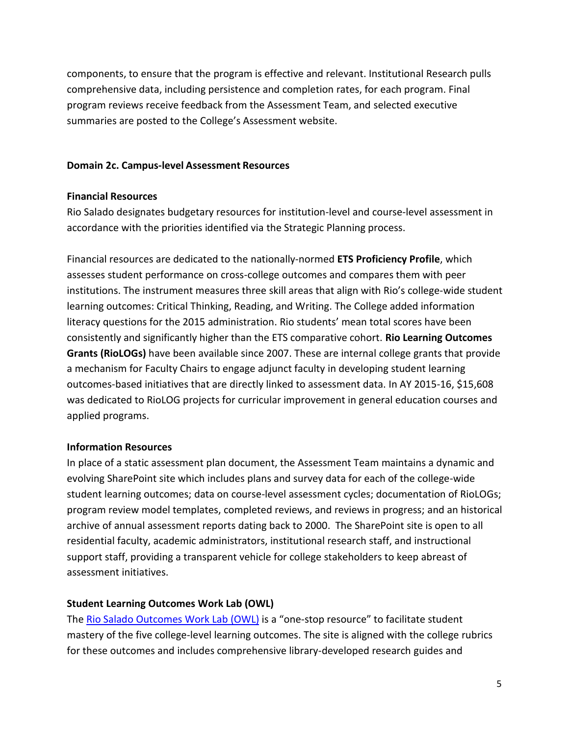components, to ensure that the program is effective and relevant. Institutional Research pulls comprehensive data, including persistence and completion rates, for each program. Final program reviews receive feedback from the Assessment Team, and selected executive summaries are posted to the College's Assessment website.

### Domain 2c. Campus-level Assessment Resources

#### Financial Resources

Rio Salado designates budgetary resources for institution-level and course-level assessment in accordance with the priorities identified via the Strategic Planning process.

Financial resources are dedicated to the nationally-normed **ETS Proficiency Profile**, which assesses student performance on cross-college outcomes and compares them with peer institutions. The instrument measures three skill areas that align with Rio's college-wide student learning outcomes: Critical Thinking, Reading, and Writing. The College added information literacy questions for the 2015 administration. Rio students' mean total scores have been consistently and significantly higher than the ETS comparative cohort. **Rio Learning Outcomes Grants (RioLOGs)** have been available since 2007. These are internal college grants that provide a mechanism for Faculty Chairs to engage adjunct faculty in developing student learning outcomes-based initiatives that are directly linked to assessment data. In AY 2015-16, $15,608 was dedicated to RioLOG projects for curricular improvement in general education courses and applied programs.

#### Information Resources

In place of a static assessment plan document, the Assessment Team maintains a dynamic and evolving SharePoint site which includes plans and survey data for each of the college-wide student learning outcomes; data on course-level assessment cycles; documentation of RioLOGs; program review model templates, completed reviews, and reviews in progress; and an historical archive of annual assessment reports dating back to 2000. The SharePoint site is open to all residential faculty, academic administrators, institutional research staff, and instructional support staff, providing a transparent vehicle for college stakeholders to keep abreast of assessment initiatives.

#### Student Learning Outcomes Work Lab (OWL)

The [Rio Salado Outcomes Work Lab (OWL)]() is a "one-stop resource" to facilitate student mastery of the five college-level learning outcomes. The site is aligned with the college rubrics for these outcomes and includes comprehensive library-developed research guides and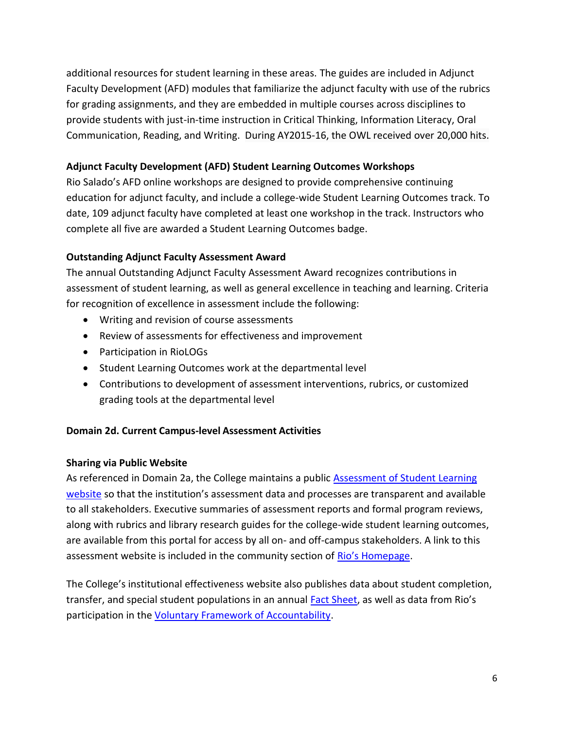additional resources for student learning in these areas. The guides are included in Adjunct Faculty Development (AFD) modules that familiarize the adjunct faculty with use of the rubrics for grading assignments, and they are embedded in multiple courses across disciplines to provide students with just-in-time instruction in Critical Thinking, Information Literacy, Oral Communication, Reading, and Writing. During AY2015-16, the OWL received over 20,000 hits.

**Adjunct Faculty Development (AFD) Student Learning Outcomes Workshops**

Rio Salado's AFD online workshops are designed to provide comprehensive continuing education for adjunct faculty, and include a college-wide Student Learning Outcomes track. To date, 109 adjunct faculty have completed at least one workshop in the track. Instructors who complete all five are awarded a Student Learning Outcomes badge.

**Outstanding Adjunct Faculty Assessment Award**

The annual Outstanding Adjunct Faculty Assessment Award recognizes contributions in assessment of student learning, as well as general excellence in teaching and learning. Criteria for recognition of excellence in assessment include the following:

- Writing and revision of course assessments
- Review of assessments for effectiveness and improvement
- Participation in RioLOGs
- Student Learning Outcomes work at the departmental level
- Contributions to development of assessment interventions, rubrics, or customized grading tools at the departmental level

**Domain 2d. Current Campus-level Assessment Activities**

**Sharing via Public Website**

As referenced in Domain 2a, the College maintains a public Assessment of Student Learning website so that the institution's assessment data and processes are transparent and available to all stakeholders. Executive summaries of assessment reports and formal program reviews, along with rubrics and library research guides for the college-wide student learning outcomes, are available from this portal for access by all on- and off-campus stakeholders. A link to this assessment website is included in the community section of Rio's Homepage.

The College's institutional effectiveness website also publishes data about student completion, transfer, and special student populations in an annual Fact Sheet, as well as data from Rio's participation in the Voluntary Framework of Accountability.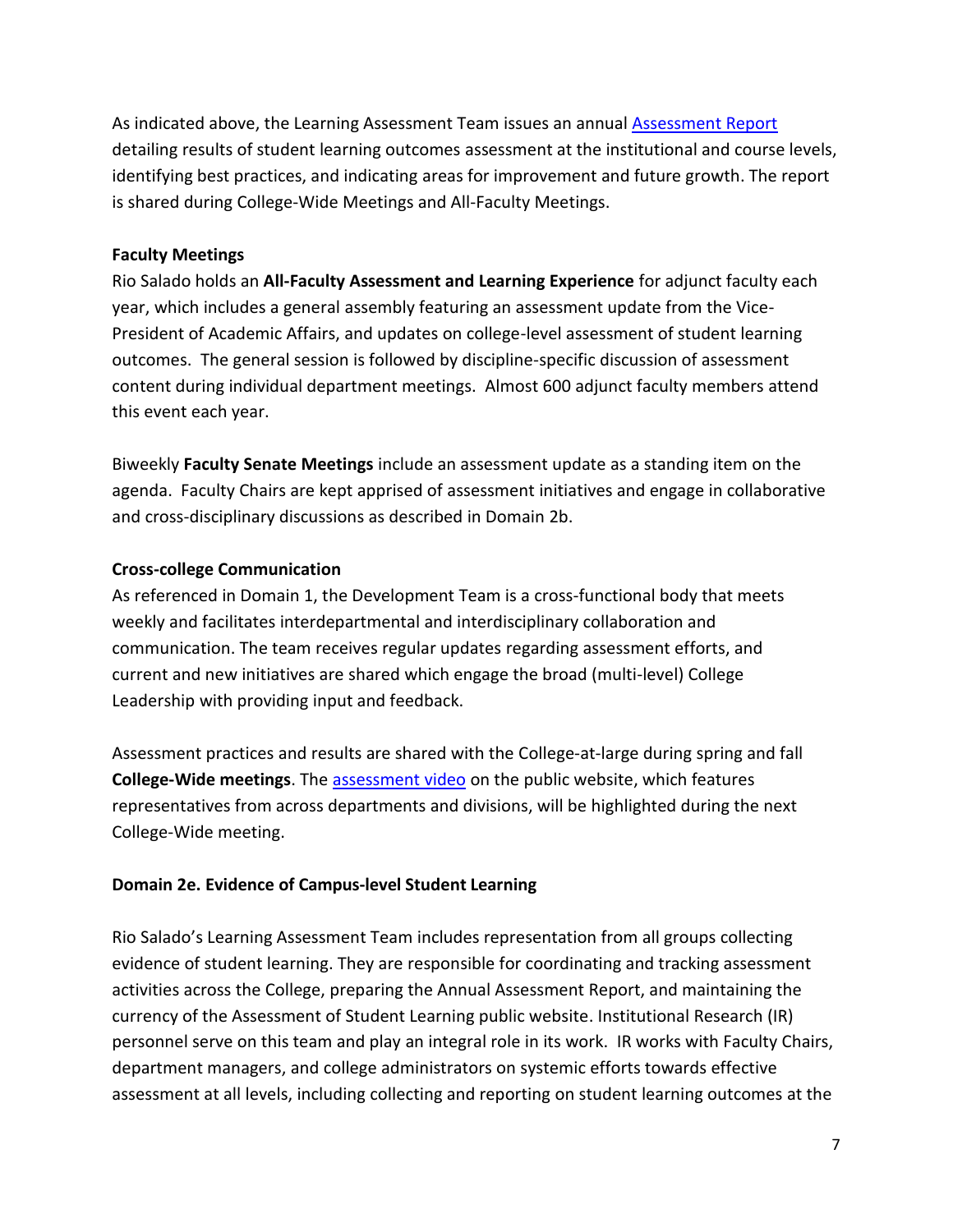As indicated above, the Learning Assessment Team issues an annual Assessment Report detailing results of student learning outcomes assessment at the institutional and course levels, identifying best practices, and indicating areas for improvement and future growth. The report is shared during College-Wide Meetings and All-Faculty Meetings.

**Faculty Meetings**

Rio Salado holds an **All-Faculty Assessment and Learning Experience** for adjunct faculty each year, which includes a general assembly featuring an assessment update from the Vice-President of Academic Affairs, and updates on college-level assessment of student learning outcomes. The general session is followed by discipline-specific discussion of assessment content during individual department meetings. Almost 600 adjunct faculty members attend this event each year.

Biweekly **Faculty Senate Meetings** include an assessment update as a standing item on the agenda. Faculty Chairs are kept apprised of assessment initiatives and engage in collaborative and cross-disciplinary discussions as described in Domain 2b.

**Cross-college Communication**

As referenced in Domain 1, the Development Team is a cross-functional body that meets weekly and facilitates interdepartmental and interdisciplinary collaboration and communication. The team receives regular updates regarding assessment efforts, and current and new initiatives are shared which engage the broad (multi-level) College Leadership with providing input and feedback.

Assessment practices and results are shared with the College-at-large during spring and fall **College-Wide meetings**. The assessment video on the public website, which features representatives from across departments and divisions, will be highlighted during the next College-Wide meeting.

**Domain 2e. Evidence of Campus-level Student Learning**

Rio Salado's Learning Assessment Team includes representation from all groups collecting evidence of student learning. They are responsible for coordinating and tracking assessment activities across the College, preparing the Annual Assessment Report, and maintaining the currency of the Assessment of Student Learning public website. Institutional Research (IR) personnel serve on this team and play an integral role in its work. IR works with Faculty Chairs, department managers, and college administrators on systemic efforts towards effective assessment at all levels, including collecting and reporting on student learning outcomes at the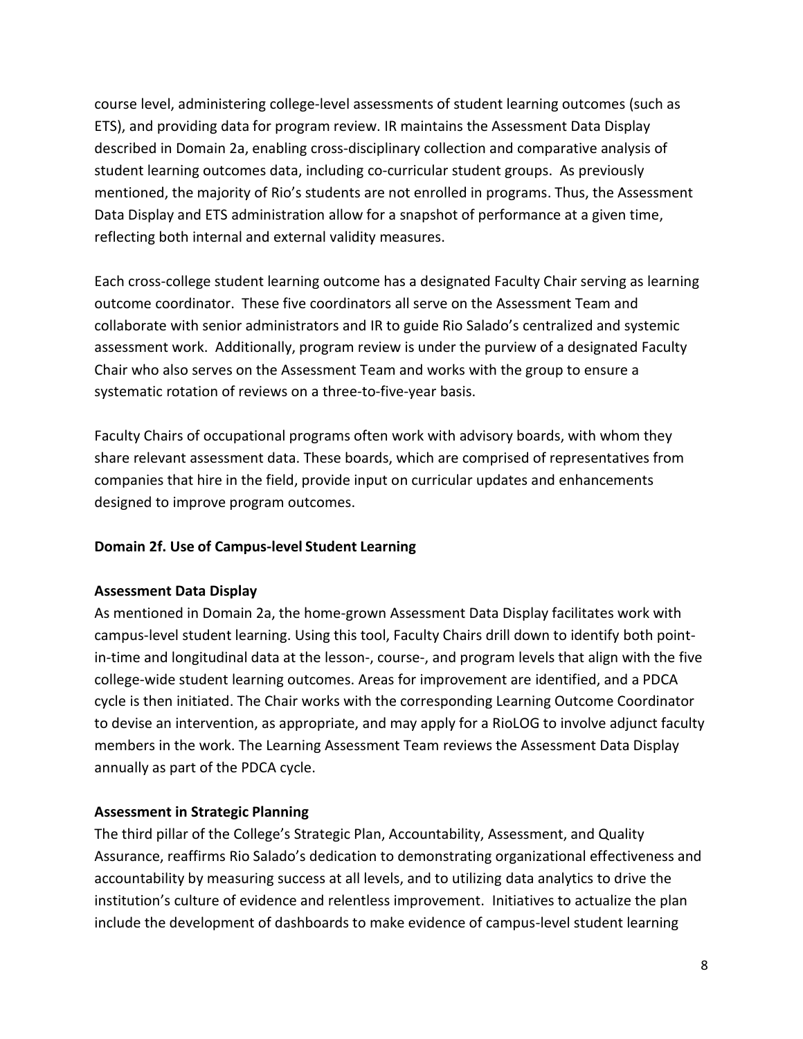course level, administering college-level assessments of student learning outcomes (such as ETS), and providing data for program review. IR maintains the Assessment Data Display described in Domain 2a, enabling cross-disciplinary collection and comparative analysis of student learning outcomes data, including co-curricular student groups. As previously mentioned, the majority of Rio's students are not enrolled in programs. Thus, the Assessment Data Display and ETS administration allow for a snapshot of performance at a given time, reflecting both internal and external validity measures.

Each cross-college student learning outcome has a designated Faculty Chair serving as learning outcome coordinator. These five coordinators all serve on the Assessment Team and collaborate with senior administrators and IR to guide Rio Salado's centralized and systemic assessment work. Additionally, program review is under the purview of a designated Faculty Chair who also serves on the Assessment Team and works with the group to ensure a systematic rotation of reviews on a three-to-five-year basis.

Faculty Chairs of occupational programs often work with advisory boards, with whom they share relevant assessment data. These boards, which are comprised of representatives from companies that hire in the field, provide input on curricular updates and enhancements designed to improve program outcomes.

**Domain 2f. Use of Campus-level Student Learning**

**Assessment Data Display**

As mentioned in Domain 2a, the home-grown Assessment Data Display facilitates work with campus-level student learning. Using this tool, Faculty Chairs drill down to identify both point-in-time and longitudinal data at the lesson-, course-, and program levels that align with the five college-wide student learning outcomes. Areas for improvement are identified, and a PDCA cycle is then initiated. The Chair works with the corresponding Learning Outcome Coordinator to devise an intervention, as appropriate, and may apply for a RioLOG to involve adjunct faculty members in the work. The Learning Assessment Team reviews the Assessment Data Display annually as part of the PDCA cycle.

**Assessment in Strategic Planning**

The third pillar of the College's Strategic Plan, Accountability, Assessment, and Quality Assurance, reaffirms Rio Salado's dedication to demonstrating organizational effectiveness and accountability by measuring success at all levels, and to utilizing data analytics to drive the institution's culture of evidence and relentless improvement. Initiatives to actualize the plan include the development of dashboards to make evidence of campus-level student learning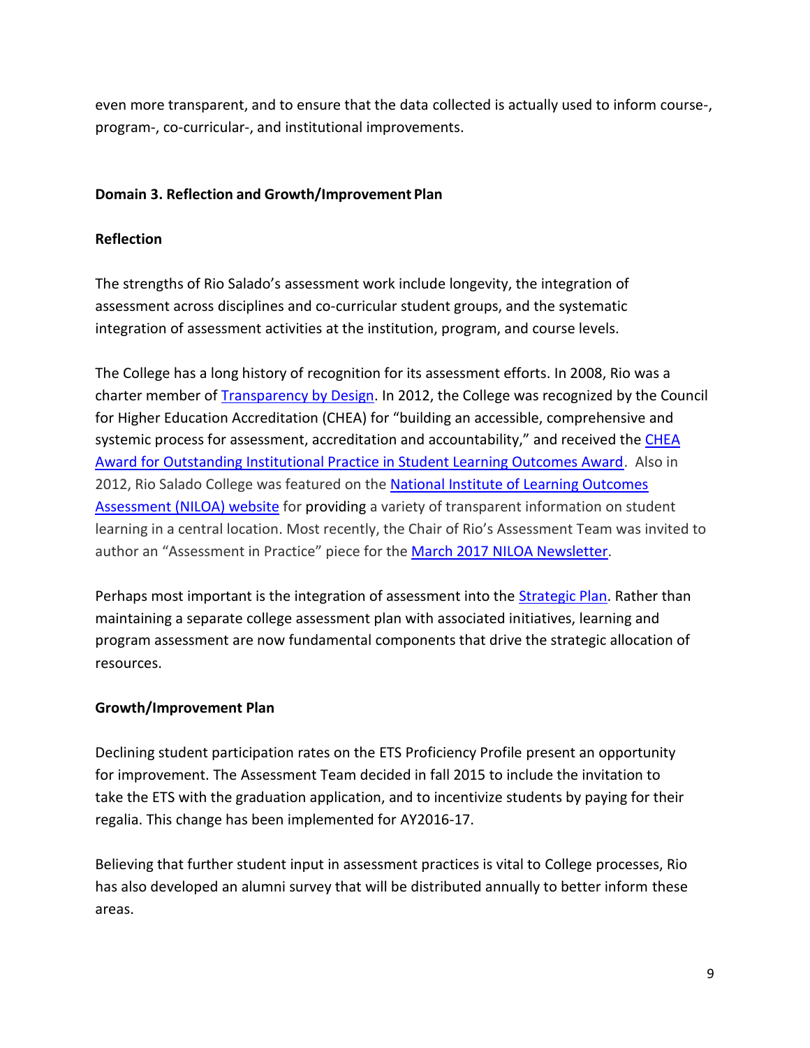even more transparent, and to ensure that the data collected is actually used to inform course-, program-, co-curricular-, and institutional improvements.

**Domain 3. Reflection and Growth/Improvement Plan**

**Reflection**

The strengths of Rio Salado's assessment work include longevity, the integration of assessment across disciplines and co-curricular student groups, and the systematic integration of assessment activities at the institution, program, and course levels.

The College has a long history of recognition for its assessment efforts. In 2008, Rio was a charter member of Transparency by Design. In 2012, the College was recognized by the Council for Higher Education Accreditation (CHEA) for "building an accessible, comprehensive and systemic process for assessment, accreditation and accountability," and received the CHEA Award for Outstanding Institutional Practice in Student Learning Outcomes Award. Also in 2012, Rio Salado College was featured on the National Institute of Learning Outcomes Assessment (NILOA) website for providing a variety of transparent information on student learning in a central location. Most recently, the Chair of Rio's Assessment Team was invited to author an "Assessment in Practice" piece for the March 2017 NILOA Newsletter.

Perhaps most important is the integration of assessment into the Strategic Plan. Rather than maintaining a separate college assessment plan with associated initiatives, learning and program assessment are now fundamental components that drive the strategic allocation of resources.

**Growth/Improvement Plan**

Declining student participation rates on the ETS Proficiency Profile present an opportunity for improvement. The Assessment Team decided in fall 2015 to include the invitation to take the ETS with the graduation application, and to incentivize students by paying for their regalia. This change has been implemented for AY2016-17.

Believing that further student input in assessment practices is vital to College processes, Rio has also developed an alumni survey that will be distributed annually to better inform these areas.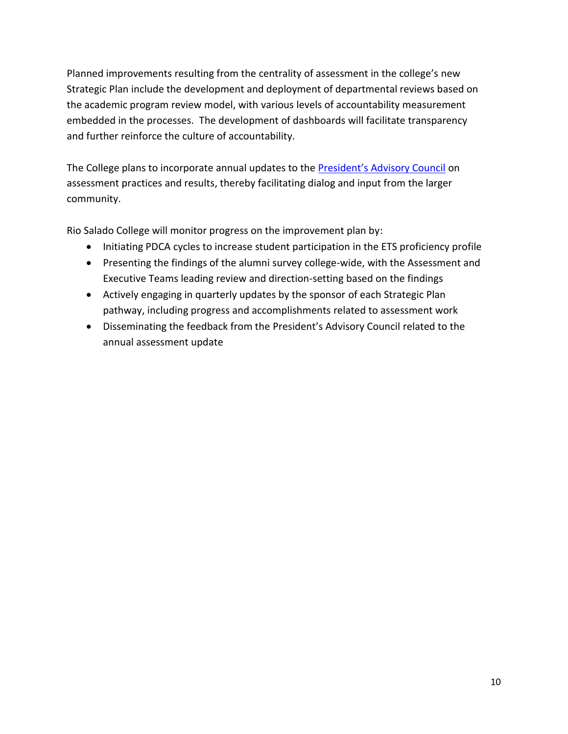Planned improvements resulting from the centrality of assessment in the college's new Strategic Plan include the development and deployment of departmental reviews based on the academic program review model, with various levels of accountability measurement embedded in the processes. The development of dashboards will facilitate transparency and further reinforce the culture of accountability.

The College plans to incorporate annual updates to the President's Advisory Council on assessment practices and results, thereby facilitating dialog and input from the larger community.

Rio Salado College will monitor progress on the improvement plan by:

- Initiating PDCA cycles to increase student participation in the ETS proficiency profile
- Presenting the findings of the alumni survey college-wide, with the Assessment and Executive Teams leading review and direction-setting based on the findings
- Actively engaging in quarterly updates by the sponsor of each Strategic Plan pathway, including progress and accomplishments related to assessment work
- Disseminating the feedback from the President's Advisory Council related to the annual assessment update